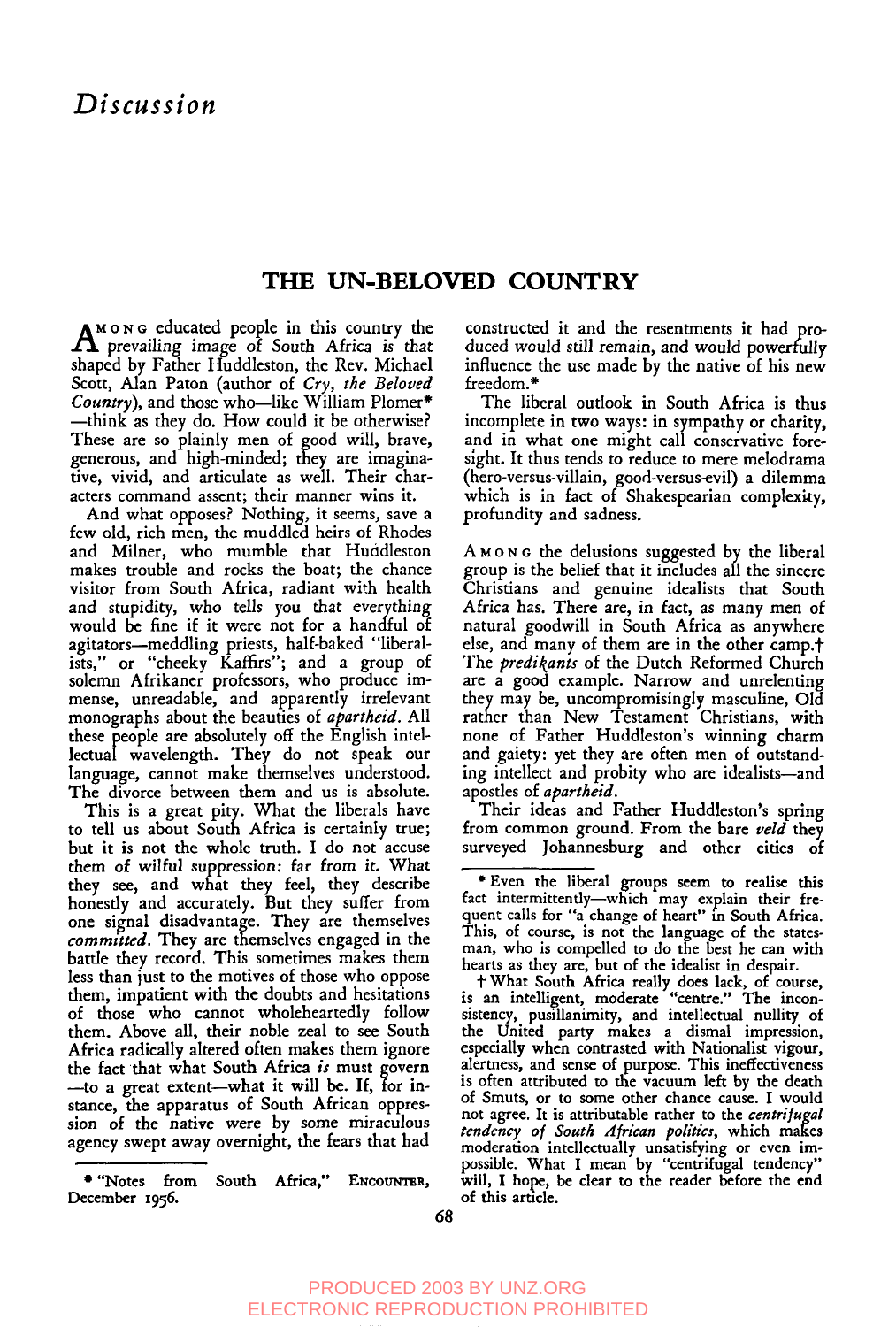*Discussion*

## THE UN-BELOVED COUNTRY

AMONG educated people in this country the prevailing image of South Africa is that shaped by Father Huddleston, the Rev. Michael Scott, Alan Paton (author of *Cry, the Beloved Country*), and those who—like William Plomer* —think as they do. How could it be otherwise? These are so plainly men of good will, brave, generous, and high-minded; they are imaginative, vivid, and articulate as well. Their characters command assent; their manner wins it.

And what opposes? Nothing, it seems, save a few old, rich men, the muddled heirs of Rhodes and Milner, who mumble that Huddleston makes trouble and rocks the boat; the chance visitor from South Africa, radiant with health and stupidity, who tells you that everything would be fine if it were not for a handful of agitators—meddling priests, half-baked "liberalists," or "cheeky Kaffirs"; and a group of solemn Afrikaner professors, who produce immense, unreadable, and apparently irrelevant monographs about the beauties of *apartheid*. All these people are absolutely off the English intellectual wavelength. They do not speak our language, cannot make themselves understood. The divorce between them and us is absolute.

This is a great pity. What the liberals have to tell us about South Africa is certainly true; but it is not the whole truth. I do not accuse them of wilful suppression: far from it. What they see, and what they feel, they describe honestly and accurately. But they suffer from one signal disadvantage. They are themselves *committed*. They are themselves engaged in the battle they record. This sometimes makes them less than just to the motives of those who oppose them, impatient with the doubts and hesitations of those who cannot wholeheartedly follow them. Above all, their noble zeal to see South Africa radically altered often makes them ignore the fact that what South Africa *is* must govern—to a great extent—what it will be. If, for instance, the apparatus of South African oppression of the native were by some miraculous agency swept away overnight, the fears that had constructed it and the resentments it had produced would still remain, and would powerfully influence the use made by the native of his new freedom.*

The liberal outlook in South Africa is thus incomplete in two ways: in sympathy or charity, and in what one might call conservative foresight. It thus tends to reduce to mere melodrama (hero-versus-villain, good-versus-evil) a dilemma which is in fact of Shakespearian complexity, profundity and sadness.

AMONG the delusions suggested by the liberal group is the belief that it includes all the sincere Christians and genuine idealists that South Africa has. There are, in fact, as many men of natural goodwill in South Africa as anywhere else, and many of them are in the other camp.† The *predikants* of the Dutch Reformed Church are a good example. Narrow and unrelenting they may be, uncompromisingly masculine, Old rather than New Testament Christians, with none of Father Huddleston's winning charm and gaiety: yet they are often men of outstanding intellect and probity who are idealists—and apostles of *apartheid*.

Their ideas and Father Huddleston's spring from common ground. From the bare *veld* they surveyed Johannesburg and other cities of

---

* "Notes from South Africa," ENCOUNTER, December 1956.

* Even the liberal groups seem to realise this fact intermittently—which may explain their frequent calls for "a change of heart" in South Africa. This, of course, is not the language of the statesman, who is compelled to do the best he can with hearts as they are, but of the idealist in despair.

† What South Africa really does lack, of course, is an intelligent, moderate "centre." The inconsistency, pusillanimity, and intellectual nullity of the United party makes a dismal impression, especially when contrasted with Nationalist vigour, alertness, and sense of purpose. This ineffectiveness is often attributed to the vacuum left by the death of Smuts, or to some other chance cause. I would not agree. It is attributable rather to the *centrifugal tendency of South African politics*, which makes moderation intellectually unsatisfying or even impossible. What I mean by "centrifugal tendency" will, I hope, be clear to the reader before the end of this article.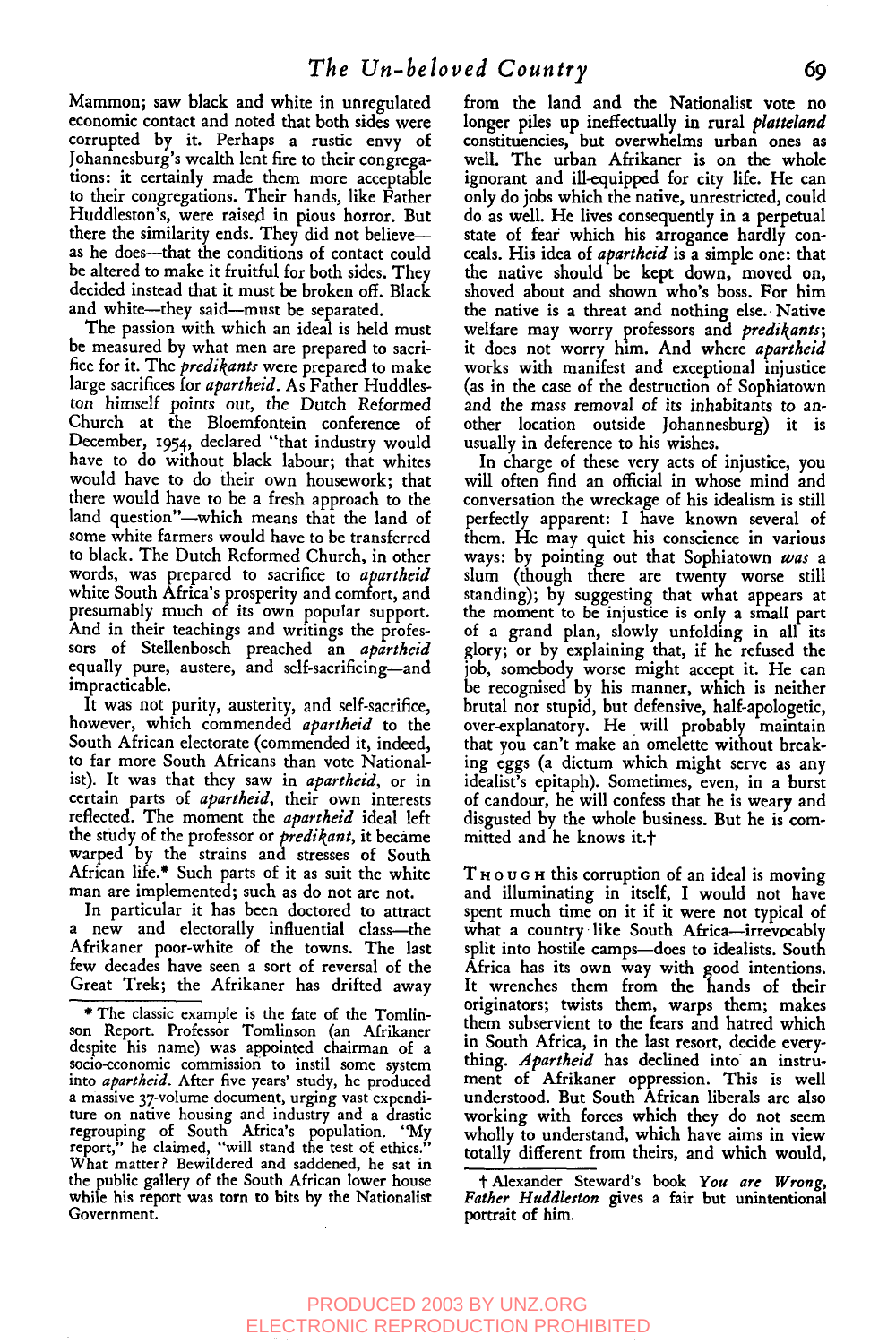Mammon; saw black and white in unregulated economic contact and noted that both sides were corrupted by it. Perhaps a rustic envy of Johannesburg's wealth lent fire to their congregations: it certainly made them more acceptable to their congregations. Their hands, like Father Huddleston's, were raised in pious horror. But there the similarity ends. They did not believe—as he does—that the conditions of contact could be altered to make it fruitful for both sides. They decided instead that it must be broken off. Black and white—they said—must be separated.

The passion with which an ideal is held must be measured by what men are prepared to sacrifice for it. The *predikants* were prepared to make large sacrifices for *apartheid*. As Father Huddleston himself points out, the Dutch Reformed Church at the Bloemfontein conference of December, 1954, declared "that industry would have to do without black labour; that whites would have to do their own housework; that there would have to be a fresh approach to the land question"—which means that the land of some white farmers would have to be transferred to black. The Dutch Reformed Church, in other words, was prepared to sacrifice to *apartheid* white South Africa's prosperity and comfort, and presumably much of its own popular support. And in their teachings and writings the professors of Stellenbosch preached an *apartheid* equally pure, austere, and self-sacrificing—and impracticable.

It was not purity, austerity, and self-sacrifice, however, which commended *apartheid* to the South African electorate (commended it, indeed, to far more South Africans than vote Nationalist). It was that they saw in *apartheid*, or in certain parts of *apartheid*, their own interests reflected. The moment the *apartheid* ideal left the study of the professor or *predikant*, it became warped by the strains and stresses of South African life.* Such parts of it as suit the white man are implemented; such as do not are not.

In particular it has been doctored to attract a new and electorally influential class—the Afrikaner poor-white of the towns. The last few decades have seen a sort of reversal of the Great Trek; the Afrikaner has drifted away from the land and the Nationalist vote no longer piles up ineffectually in rural *platteland* constituencies, but overwhelms urban ones as well. The urban Afrikaner is on the whole ignorant and ill-equipped for city life. He can only do jobs which the native, unrestricted, could do as well. He lives consequently in a perpetual state of fear which his arrogance hardly conceals. His idea of *apartheid* is a simple one: that the native should be kept down, moved on, shoved about and shown who's boss. For him the native is a threat and nothing else. Native welfare may worry professors and *predikants*; it does not worry him. And where *apartheid* works with manifest and exceptional injustice (as in the case of the destruction of Sophiatown and the mass removal of its inhabitants to another location outside Johannesburg) it is usually in deference to his wishes.

In charge of these very acts of injustice, you will often find an official in whose mind and conversation the wreckage of his idealism is still perfectly apparent: I have known several of them. He may quiet his conscience in various ways: by pointing out that Sophiatown *was* a slum (though there are twenty worse still standing); by suggesting that what appears at the moment to be injustice is only a small part of a grand plan, slowly unfolding in all its glory; or by explaining that, if he refused the job, somebody worse might accept it. He can be recognised by his manner, which is neither brutal nor stupid, but defensive, half-apologetic, over-explanatory. He will probably maintain that you can't make an omelette without breaking eggs (a dictum which might serve as any idealist's epitaph). Sometimes, even, in a burst of candour, he will confess that he is weary and disgusted by the whole business. But he is committed and he knows it.†

THOUGH this corruption of an ideal is moving and illuminating in itself, I would not have spent much time on it if it were not typical of what a country like South Africa—irrevocably split into hostile camps—does to idealists. South Africa has its own way with good intentions. It wrenches them from the hands of their originators; twists them, warps them; makes them subservient to the fears and hatred which in South Africa, in the last resort, decide everything. *Apartheid* has declined into an instrument of Afrikaner oppression. This is well understood. But South African liberals are also working with forces which they do not seem wholly to understand, which have aims in view totally different from theirs, and which would,

---

\* The classic example is the fate of the Tomlinson Report. Professor Tomlinson (an Afrikaner despite his name) was appointed chairman of a socio-economic commission to instil some system into *apartheid*. After five years' study, he produced a massive 37-volume document, urging vast expenditure on native housing and industry and a drastic regrouping of South Africa's population. "My report," he claimed, "will stand the test of ethics." What matter? Bewildered and saddened, he sat in the public gallery of the South African lower house while his report was torn to bits by the Nationalist Government.

† Alexander Steward's book *You are Wrong, Father Huddleston* gives a fair but unintentional portrait of him.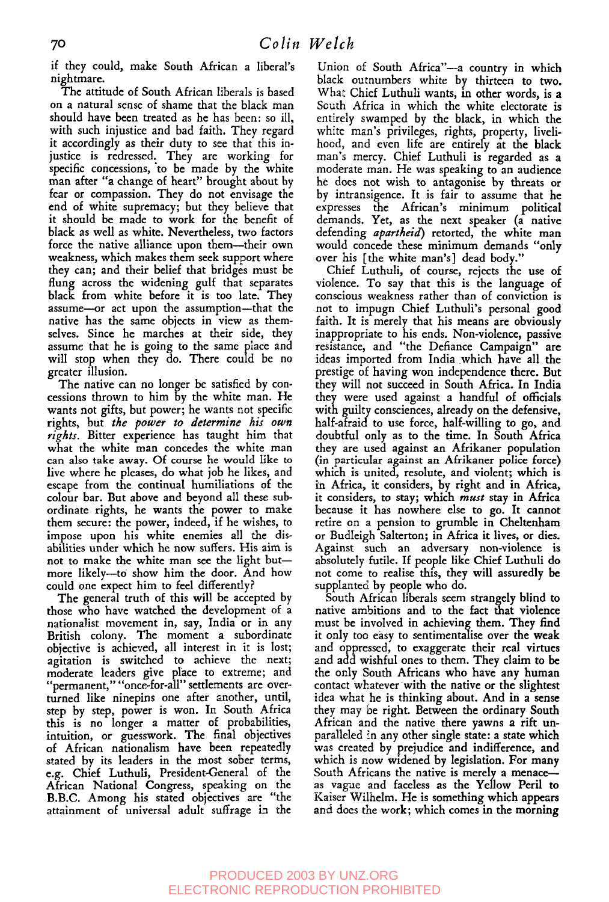if they could, make South African a liberal's nightmare.

The attitude of South African liberals is based on a natural sense of shame that the black man should have been treated as he has been: so ill, with such injustice and bad faith. They regard it accordingly as their duty to see that this injustice is redressed. They are working for specific concessions, to be made by the white man after "a change of heart" brought about by fear or compassion. They do not envisage the end of white supremacy; but they believe that it should be made to work for the benefit of black as well as white. Nevertheless, two factors force the native alliance upon them—their own weakness, which makes them seek support where they can; and their belief that bridges must be flung across the widening gulf that separates black from white before it is too late. They assume—or act upon the assumption—that the native has the same objects in view as themselves. Since he marches at their side, they assume that he is going to the same place and will stop when they do. There could be no greater illusion.

The native can no longer be satisfied by concessions thrown to him by the white man. He wants not gifts, but power; he wants not specific rights, but *the power to determine his own rights*. Bitter experience has taught him that what the white man concedes the white man can also take away. Of course he would like to live where he pleases, do what job he likes, and escape from the continual humiliations of the colour bar. But above and beyond all these subordinate rights, he wants the power to make them secure: the power, indeed, if he wishes, to impose upon his white enemies all the disabilities under which he now suffers. His aim is not to make the white man see the light but—more likely—to show him the door. And how could one expect him to feel differently?

The general truth of this will be accepted by those who have watched the development of a nationalist movement in, say, India or in any British colony. The moment a subordinate objective is achieved, all interest in it is lost; agitation is switched to achieve the next; moderate leaders give place to extreme; and "permanent," "once-for-all" settlements are overturned like ninepins one after another, until, step by step, power is won. In South Africa this is no longer a matter of probabilities, intuition, or guesswork. The final objectives of African nationalism have been repeatedly stated by its leaders in the most sober terms, e.g. Chief Luthuli, President-General of the African National Congress, speaking on the B.B.C. Among his stated objectives are "the attainment of universal adult suffrage in the Union of South Africa"—a country in which black outnumbers white by thirteen to two. What Chief Luthuli wants, in other words, is a South Africa in which the white electorate is entirely swamped by the black, in which the white man's privileges, rights, property, livelihood, and even life are entirely at the black man's mercy. Chief Luthuli is regarded as a moderate man. He was speaking to an audience he does not wish to antagonise by threats or by intransigence. It is fair to assume that he expresses the African's minimum political demands. Yet, as the next speaker (a native defending *apartheid*) retorted, the white man would concede these minimum demands "only over his [the white man's] dead body."

Chief Luthuli, of course, rejects the use of violence. To say that this is the language of conscious weakness rather than of conviction is not to impugn Chief Luthuli's personal good faith. It is merely that his means are obviously inappropriate to his ends. Non-violence, passive resistance, and "the Defiance Campaign" are ideas imported from India which have all the prestige of having won independence there. But they will not succeed in South Africa. In India they were used against a handful of officials with guilty consciences, already on the defensive, half-afraid to use force, half-willing to go, and doubtful only as to the time. In South Africa they are used against an Afrikaner population (in particular against an Afrikaner police force) which is united, resolute, and violent; which is in Africa, it considers, by right and in Africa, it considers, to stay; which *must* stay in Africa because it has nowhere else to go. It cannot retire on a pension to grumble in Cheltenham or Budleigh Salterton; in Africa it lives, or dies. Against such an adversary non-violence is absolutely futile. If people like Chief Luthuli do not come to realise this, they will assuredly be supplanted by people who do.

South African liberals seem strangely blind to native ambitions and to the fact that violence must be involved in achieving them. They find it only too easy to sentimentalise over the weak and oppressed, to exaggerate their real virtues and add wishful ones to them. They claim to be the only South Africans who have any human contact whatever with the native or the slightest idea what he is thinking about. And in a sense they may be right. Between the ordinary South African and the native there yawns a rift unparalleled in any other single state: a state which was created by prejudice and indifference, and which is now widened by legislation. For many South Africans the native is merely a menace—as vague and faceless as the Yellow Peril to Kaiser Wilhelm. He is something which appears and does the work; which comes in the morning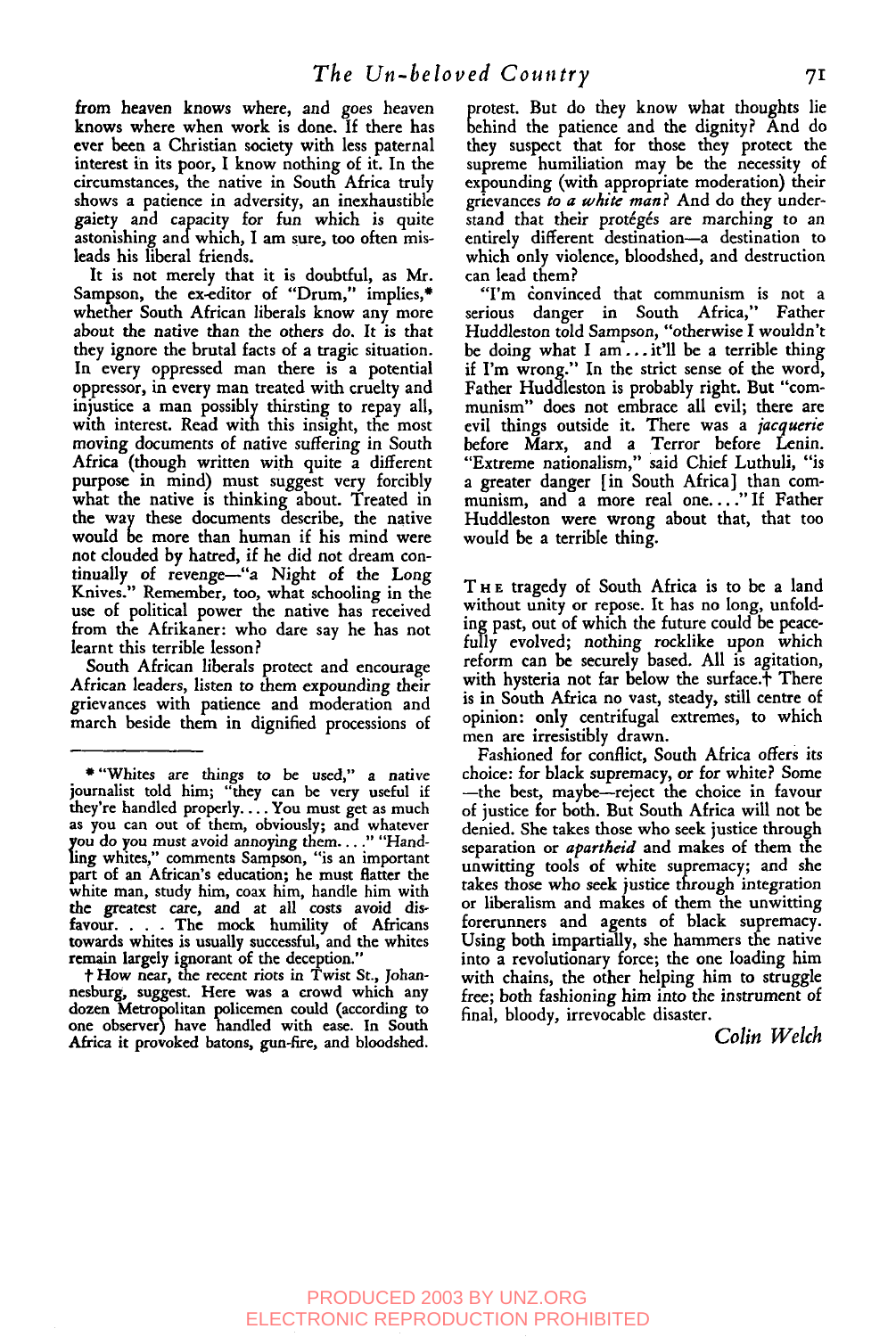from heaven knows where, and goes heaven knows where when work is done. If there has ever been a Christian society with less paternal interest in its poor, I know nothing of it. In the circumstances, the native in South Africa truly shows a patience in adversity, an inexhaustible gaiety and capacity for fun which is quite astonishing and which, I am sure, too often misleads his liberal friends.

It is not merely that it is doubtful, as Mr. Sampson, the ex-editor of "Drum," implies,* whether South African liberals know any more about the native than the others do. It is that they ignore the brutal facts of a tragic situation. In every oppressed man there is a potential oppressor, in every man treated with cruelty and injustice a man possibly thirsting to repay all, with interest. Read with this insight, the most moving documents of native suffering in South Africa (though written with quite a different purpose in mind) must suggest very forcibly what the native is thinking about. Treated in the way these documents describe, the native would be more than human if his mind were not clouded by hatred, if he did not dream continually of revenge—"a Night of the Long Knives." Remember, too, what schooling in the use of political power the native has received from the Afrikaner: who dare say he has not learnt this terrible lesson?

South African liberals protect and encourage African leaders, listen to them expounding their grievances with patience and moderation and march beside them in dignified processions of protest. But do they know what thoughts lie behind the patience and the dignity? And do they suspect that for those they protect the supreme humiliation may be the necessity of expounding (with appropriate moderation) their grievances *to a white man*? And do they understand that their protégés are marching to an entirely different destination—a destination to which only violence, bloodshed, and destruction can lead them?

"I'm convinced that communism is not a serious danger in South Africa," Father Huddleston told Sampson, "otherwise I wouldn't be doing what I am . . . it'll be a terrible thing if I'm wrong." In the strict sense of the word, Father Huddleston is probably right. But "communism" does not embrace all evil; there are evil things outside it. There was a *jacquerie* before Marx, and a Terror before Lenin. "Extreme nationalism," said Chief Luthuli, "is a greater danger [in South Africa] than communism, and a more real one. . . ." If Father Huddleston were wrong about that, that too would be a terrible thing.

THE tragedy of South Africa is to be a land without unity or repose. It has no long, unfolding past, out of which the future could be peacefully evolved; nothing rocklike upon which reform can be securely based. All is agitation, with hysteria not far below the surface.† There is in South Africa no vast, steady, still centre of opinion: only centrifugal extremes, to which men are irresistibly drawn.

Fashioned for conflict, South Africa offers its choice: for black supremacy, or for white? Some —the best, maybe—reject the choice in favour of justice for both. But South Africa will not be denied. She takes those who seek justice through separation or *apartheid* and makes of them the unwitting tools of white supremacy; and she takes those who seek justice through integration or liberalism and makes of them the unwitting forerunners and agents of black supremacy. Using both impartially, she hammers the native into a revolutionary force; the one loading him with chains, the other helping him to struggle free; both fashioning him into the instrument of final, bloody, irrevocable disaster.

*Colin Welch*

---

* "Whites are things to be used," a native journalist told him; "they can be very useful if they're handled properly. . . . You must get as much as you can out of them, obviously; and whatever you do you must avoid annoying them. . . ." "Handling whites," comments Sampson, "is an important part of an African's education; he must flatter the white man, study him, coax him, handle him with the greatest care, and at all costs avoid disfavour. . . . The mock humility of Africans towards whites is usually successful, and the whites remain largely ignorant of the deception."

† How near, the recent riots in Twist St., Johannesburg, suggest. Here was a crowd which any dozen Metropolitan policemen could (according to one observer) have handled with ease. In South Africa it provoked batons, gun-fire, and bloodshed.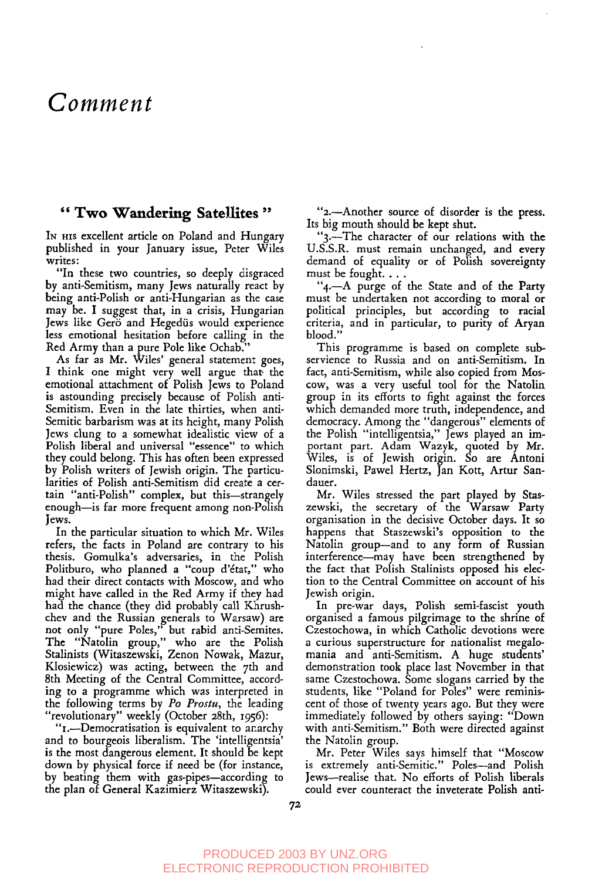# Comment

## "Two Wandering Satellites"

In his excellent article on Poland and Hungary published in your January issue, Peter Wiles writes:

"In these two countries, so deeply disgraced by anti-Semitism, many Jews naturally react by being anti-Polish or anti-Hungarian as the case may be. I suggest that, in a crisis, Hungarian Jews like Gerö and Hegedüs would experience less emotional hesitation before calling in the Red Army than a pure Pole like Ochab."

As far as Mr. Wiles' general statement goes, I think one might very well argue that the emotional attachment of Polish Jews to Poland is astounding precisely because of Polish anti-Semitism. Even in the late thirties, when anti-Semitic barbarism was at its height, many Polish Jews clung to a somewhat idealistic view of a Polish liberal and universal "essence" to which they could belong. This has often been expressed by Polish writers of Jewish origin. The particularities of Polish anti-Semitism did create a certain "anti-Polish" complex, but this—strangely enough—is far more frequent among non-Polish Jews.

In the particular situation to which Mr. Wiles refers, the facts in Poland are contrary to his thesis. Gomulka's adversaries, in the Polish Politburo, who planned a "coup d'état," who had their direct contacts with Moscow, and who might have called in the Red Army if they had had the chance (they did probably call Khrushchev and the Russian generals to Warsaw) are not only "pure Poles," but rabid anti-Semites. The "Natolin group," who are the Polish Stalinists (Witaszewski, Zenon Nowak, Mazur, Klosiewicz) was acting, between the 7th and 8th Meeting of the Central Committee, according to a programme which was interpreted in the following terms by *Po Prostu*, the leading "revolutionary" weekly (October 28th, 1956):

"1.—Democratisation is equivalent to anarchy and to bourgeois liberalism. The 'intelligentsia' is the most dangerous element. It should be kept down by physical force if need be (for instance, by beating them with gas-pipes—according to the plan of General Kazimierz Witaszewski).

"2.—Another source of disorder is the press. Its big mouth should be kept shut.

"3.—The character of our relations with the U.S.S.R. must remain unchanged, and every demand of equality or of Polish sovereignty must be fought. . . .

"4.—A purge of the State and of the Party must be undertaken not according to moral or political principles, but according to racial criteria, and in particular, to purity of Aryan blood."

This programme is based on complete subservience to Russia and on anti-Semitism. In fact, anti-Semitism, while also copied from Moscow, was a very useful tool for the Natolin group in its efforts to fight against the forces which demanded more truth, independence, and democracy. Among the "dangerous" elements of the Polish "intelligentsia," Jews played an important part. Adam Wazyk, quoted by Mr. Wiles, is of Jewish origin. So are Antoni Slonimski, Pawel Hertz, Jan Kott, Artur Sandauer.

Mr. Wiles stressed the part played by Staszewski, the secretary of the Warsaw Party organisation in the decisive October days. It so happens that Staszewski's opposition to the Natolin group—and to any form of Russian interference—may have been strengthened by the fact that Polish Stalinists opposed his election to the Central Committee on account of his Jewish origin.

In pre-war days, Polish semi-fascist youth organised a famous pilgrimage to the shrine of Czestochowa, in which Catholic devotions were a curious superstructure for nationalist megalomania and anti-Semitism. A huge students' demonstration took place last November in that same Czestochowa. Some slogans carried by the students, like "Poland for Poles" were reminiscent of those of twenty years ago. But they were immediately followed by others saying: "Down with anti-Semitism." Both were directed against the Natolin group.

Mr. Peter Wiles says himself that "Moscow is extremely anti-Semitic." Poles—and Polish Jews—realise that. No efforts of Polish liberals could ever counteract the inveterate Polish anti-